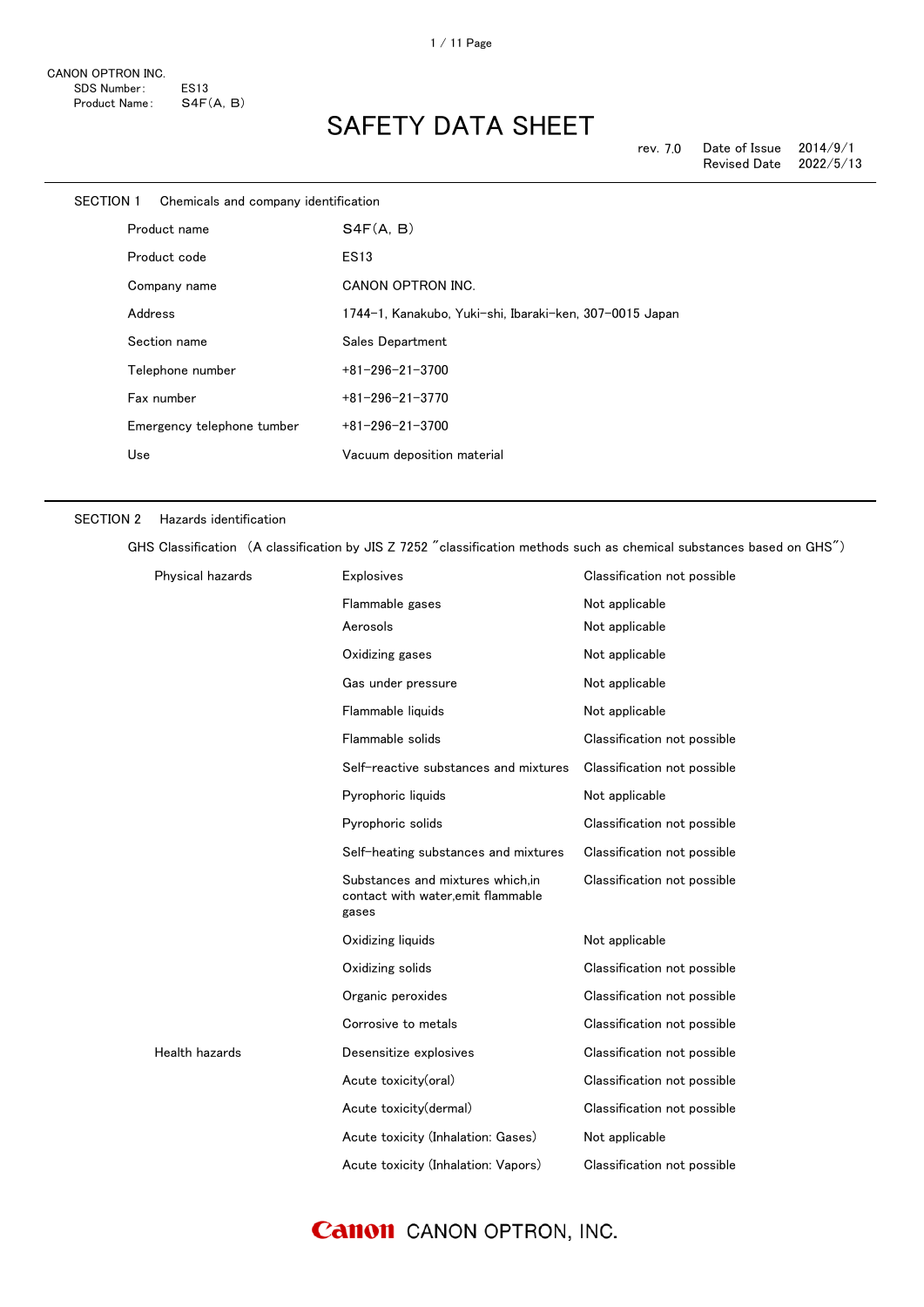CANON OPTRON INC.
SDS Number: ES13
Product Name: S4F(A, B)

# SAFETY DATA SHEET

rev. 7.0 Date of Issue 2014/9/1
Revised Date 2022/5/13

## SECTION 1 Chemicals and company identification

| | |
|---|---|
| Product name | S4F(A, B) |
| Product code | ES13 |
| Company name | CANON OPTRON INC. |
| Address | 1744-1, Kanakubo, Yuki-shi, Ibaraki-ken, 307-0015 Japan |
| Section name | Sales Department |
| Telephone number | +81-296-21-3700 |
| Fax number | +81-296-21-3770 |
| Emergency telephone tumber | +81-296-21-3700 |
| Use | Vacuum deposition material |

## SECTION 2 Hazards identification

GHS Classification (A classification by JIS Z 7252 "classification methods such as chemical substances based on GHS")

| | | |
|---|---|---|
| Physical hazards | Explosives | Classification not possible |
| | Flammable gases | Not applicable |
| | Aerosols | Not applicable |
| | Oxidizing gases | Not applicable |
| | Gas under pressure | Not applicable |
| | Flammable liquids | Not applicable |
| | Flammable solids | Classification not possible |
| | Self-reactive substances and mixtures | Classification not possible |
| | Pyrophoric liquids | Not applicable |
| | Pyrophoric solids | Classification not possible |
| | Self-heating substances and mixtures | Classification not possible |
| | Substances and mixtures which,in contact with water,emit flammable gases | Classification not possible |
| | Oxidizing liquids | Not applicable |
| | Oxidizing solids | Classification not possible |
| | Organic peroxides | Classification not possible |
| | Corrosive to metals | Classification not possible |
| Health hazards | Desensitize explosives | Classification not possible |
| | Acute toxicity(oral) | Classification not possible |
| | Acute toxicity(dermal) | Classification not possible |
| | Acute toxicity (Inhalation: Gases) | Not applicable |
| | Acute toxicity (Inhalation: Vapors) | Classification not possible |

Canon CANON OPTRON, INC.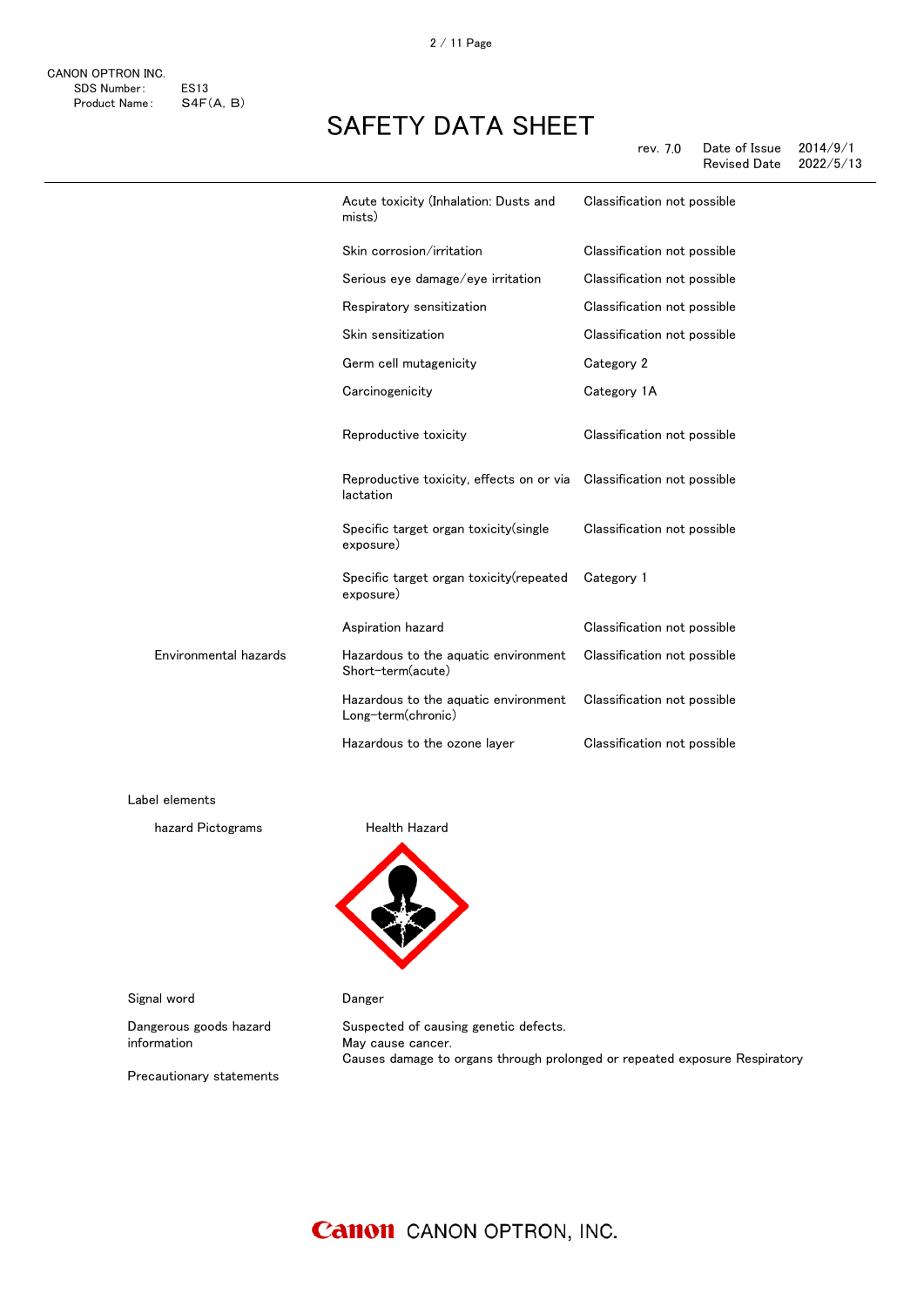| | | |
|---|---|---|
| | Acute toxicity (Inhalation: Dusts and mists) | Classification not possible |
| | Skin corrosion/irritation | Classification not possible |
| | Serious eye damage/eye irritation | Classification not possible |
| | Respiratory sensitization | Classification not possible |
| | Skin sensitization | Classification not possible |
| | Germ cell mutagenicity | Category 2 |
| | Carcinogenicity | Category 1A |
| | Reproductive toxicity | Classification not possible |
| | Reproductive toxicity, effects on or via lactation | Classification not possible |
| | Specific target organ toxicity(single exposure) | Classification not possible |
| | Specific target organ toxicity(repeated exposure) | Category 1 |
| | Aspiration hazard | Classification not possible |
| Environmental hazards | Hazardous to the aquatic environment Short-term(acute) | Classification not possible |
| | Hazardous to the aquatic environment Long-term(chronic) | Classification not possible |
| | Hazardous to the ozone layer | Classification not possible |

Label elements

hazard Pictograms — Health Hazard

Signal word — Danger

Dangerous goods hazard information — Suspected of causing genetic defects.
May cause cancer.
Causes damage to organs through prolonged or repeated exposure Respiratory

Precautionary statements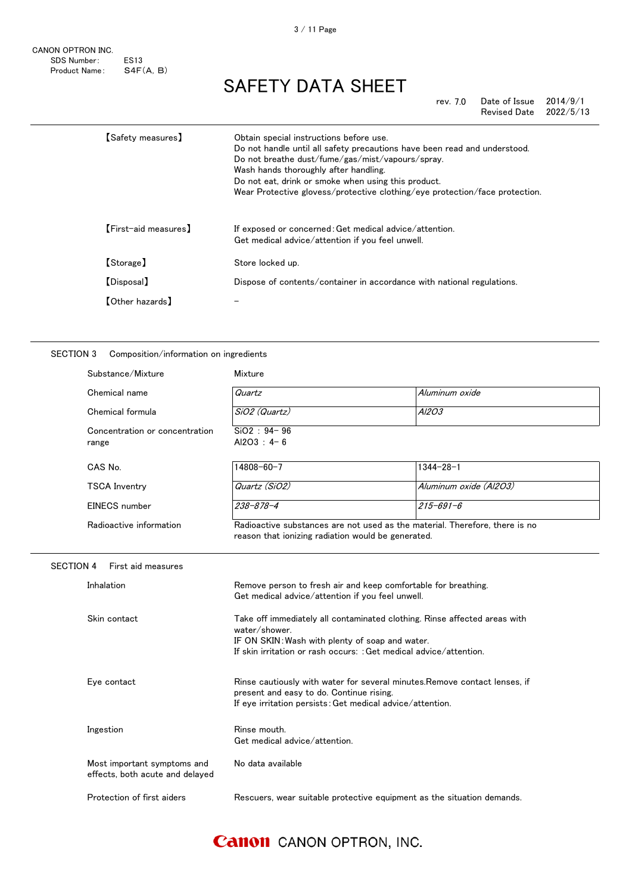CANON OPTRON INC.
SDS Number: ES13
Product Name: S4F(A, B)

# SAFETY DATA SHEET

rev. 7.0 Date of Issue 2014/9/1
Revised Date 2022/5/13

| | |
|---|---|
| 【Safety measures】 | Obtain special instructions before use.<br>Do not handle until all safety precautions have been read and understood.<br>Do not breathe dust/fume/gas/mist/vapours/spray.<br>Wash hands thoroughly after handling.<br>Do not eat, drink or smoke when using this product.<br>Wear Protective glovess/protective clothing/eye protection/face protection. |
| 【First-aid measures】 | If exposed or concerned:Get medical advice/attention.<br>Get medical advice/attention if you feel unwell. |
| 【Storage】 | Store locked up. |
| 【Disposal】 | Dispose of contents/container in accordance with national regulations. |
| 【Other hazards】 | – |

## SECTION 3 Composition/information on ingredients

| | | |
|---|---|---|
| Substance/Mixture | Mixture | |
| Chemical name | *Quartz* | *Aluminum oxide* |
| Chemical formula | *$SiO_2$ (Quartz)* | *$Al_2O_3$* |
| Concentration or concentration range | $SiO_2$ : 94– 96<br>$Al_2O_3$ : 4– 6 | |
| CAS No. | 14808-60-7 | 1344-28-1 |
| TSCA Inventry | *Quartz ($SiO_2$)* | *Aluminum oxide ($Al_2O_3$)* |
| EINECS number | *238-878-4* | *215-691-6* |
| Radioactive information | Radioactive substances are not used as the material. Therefore, there is no reason that ionizing radiation would be generated. | |

## SECTION 4 First aid measures

| | |
|---|---|
| Inhalation | Remove person to fresh air and keep comfortable for breathing.<br>Get medical advice/attention if you feel unwell. |
| Skin contact | Take off immediately all contaminated clothing. Rinse affected areas with water/shower.<br>IF ON SKIN:Wash with plenty of soap and water.<br>If skin irritation or rash occurs: :Get medical advice/attention. |
| Eye contact | Rinse cautiously with water for several minutes.Remove contact lenses, if present and easy to do. Continue rising.<br>If eye irritation persists:Get medical advice/attention. |
| Ingestion | Rinse mouth.<br>Get medical advice/attention. |
| Most important symptoms and effects, both acute and delayed | No data available |
| Protection of first aiders | Rescuers, wear suitable protective equipment as the situation demands. |

Canon CANON OPTRON, INC.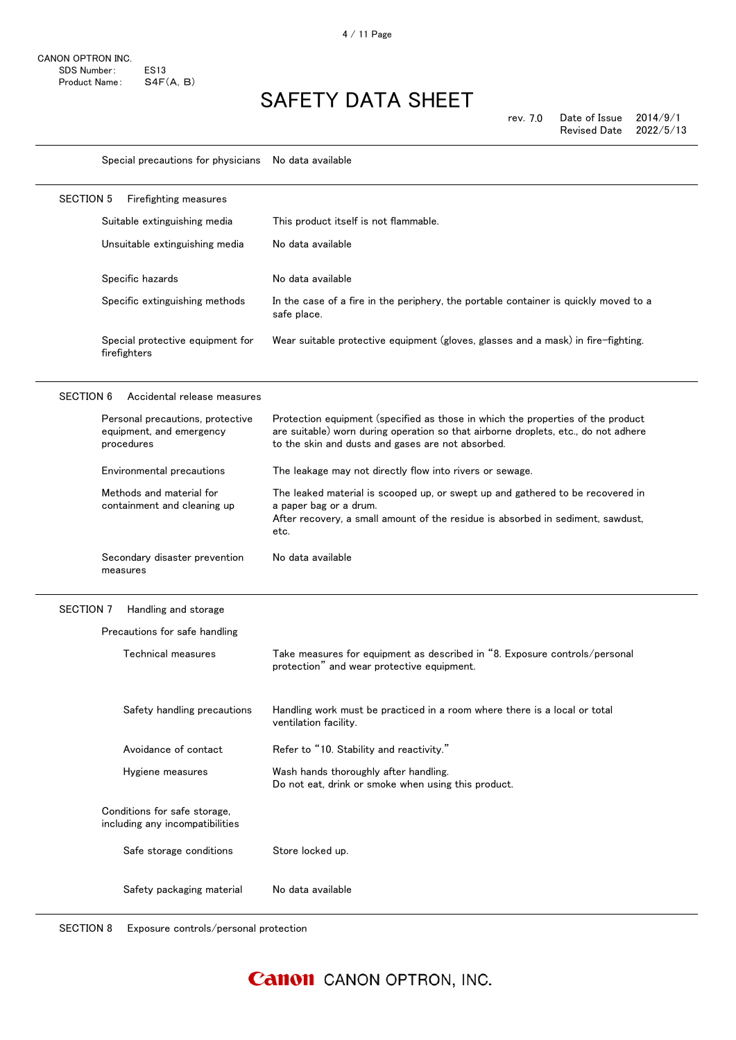| | |
|---|---|
| Special precautions for physicians | No data available |

## SECTION 5 Firefighting measures

| | |
|---|---|
| Suitable extinguishing media | This product itself is not flammable. |
| Unsuitable extinguishing media | No data available |
| Specific hazards | No data available |
| Specific extinguishing methods | In the case of a fire in the periphery, the portable container is quickly moved to a safe place. |
| Special protective equipment for firefighters | Wear suitable protective equipment (gloves, glasses and a mask) in fire-fighting. |

## SECTION 6 Accidental release measures

| | |
|---|---|
| Personal precautions, protective equipment, and emergency procedures | Protection equipment (specified as those in which the properties of the product are suitable) worn during operation so that airborne droplets, etc., do not adhere to the skin and dusts and gases are not absorbed. |
| Environmental precautions | The leakage may not directly flow into rivers or sewage. |
| Methods and material for containment and cleaning up | The leaked material is scooped up, or swept up and gathered to be recovered in a paper bag or a drum.<br>After recovery, a small amount of the residue is absorbed in sediment, sawdust, etc. |
| Secondary disaster prevention measures | No data available |

## SECTION 7 Handling and storage

**Precautions for safe handling**

| | |
|---|---|
| Technical measures | Take measures for equipment as described in "8. Exposure controls/personal protection" and wear protective equipment. |
| Safety handling precautions | Handling work must be practiced in a room where there is a local or total ventilation facility. |
| Avoidance of contact | Refer to "10. Stability and reactivity." |
| Hygiene measures | Wash hands thoroughly after handling.<br>Do not eat, drink or smoke when using this product. |

**Conditions for safe storage, including any incompatibilities**

| | |
|---|---|
| Safe storage conditions | Store locked up. |
| Safety packaging material | No data available |

## SECTION 8 Exposure controls/personal protection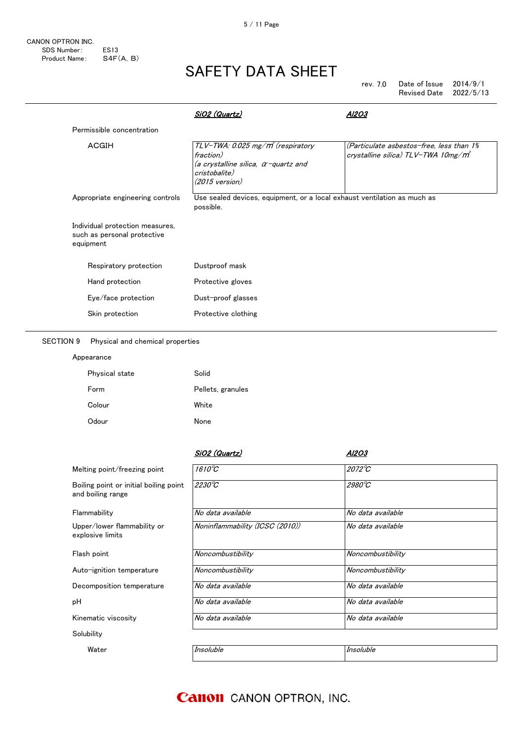| | SiO2 (Quartz) | Al2O3 |
|---|---|---|
| Permissible concentration | | |
| ACGIH | TLV-TWA: 0.025 mg/m³ (respiratory fraction) (a crystalline silica, α-quartz and cristobalite) (2015 version) | (Particulate asbestos-free, less than 1% crystalline silica) TLV-TWA 10mg/m³ |

Appropriate engineering controls: Use sealed devices, equipment, or a local exhaust ventilation as much as possible.

Individual protection measures, such as personal protective equipment

| | |
|---|---|
| Respiratory protection | Dustproof mask |
| Hand protection | Protective gloves |
| Eye/face protection | Dust-proof glasses |
| Skin protection | Protective clothing |

## SECTION 9 Physical and chemical properties

Appearance

| | |
|---|---|
| Physical state | Solid |
| Form | Pellets, granules |
| Colour | White |
| Odour | None |

| | SiO2 (Quartz) | Al2O3 |
|---|---|---|
| Melting point/freezing point | 1610℃ | 2072℃ |
| Boiling point or initial boiling point and boiling range | 2230℃ | 2980℃ |
| Flammability | No data available | No data available |
| Upper/lower flammability or explosive limits | Noninflammability (ICSC (2010)) | No data available |
| Flash point | Noncombustibility | Noncombustibility |
| Auto-ignition temperature | Noncombustibility | Noncombustibility |
| Decomposition temperature | No data available | No data available |
| pH | No data available | No data available |
| Kinematic viscosity | No data available | No data available |
| Solubility | | |
| Water | Insoluble | Insoluble |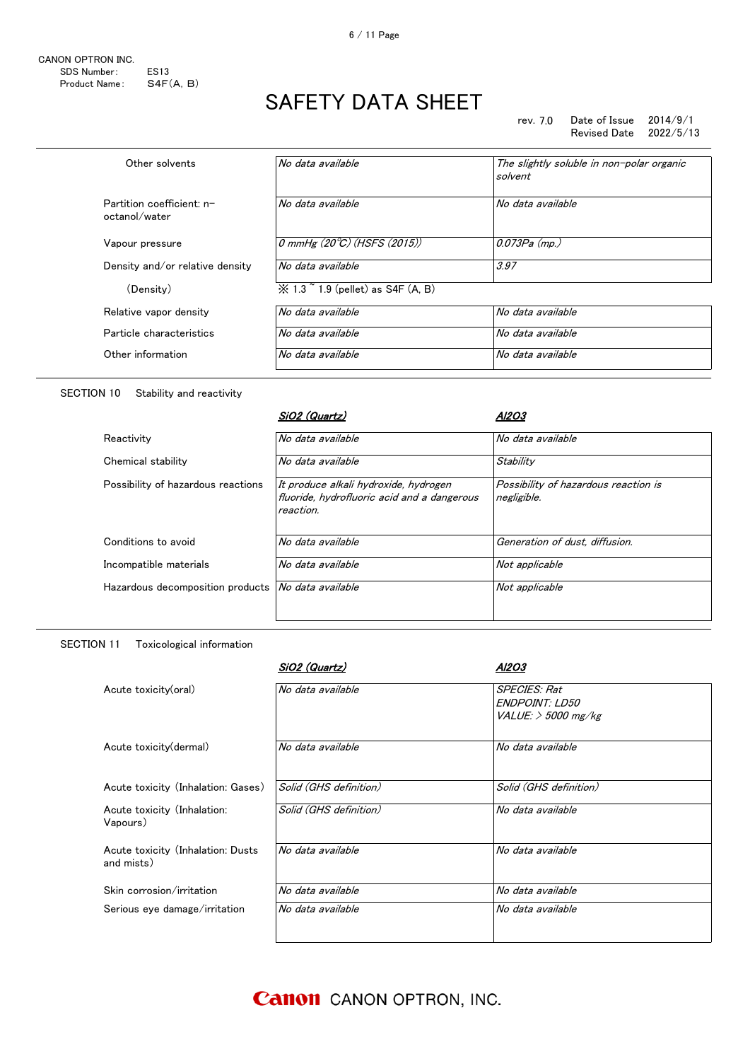CANON OPTRON INC.
SDS Number: ES13
Product Name: S4F(A, B)

# SAFETY DATA SHEET

rev. 7.0 Date of Issue 2014/9/1
Revised Date 2022/5/13

| | | |
|---|---|---|
| Other solvents | *No data available* | *The slightly soluble in non-polar organic solvent* |
| Partition coefficient: n-octanol/water | *No data available* | *No data available* |
| Vapour pressure | *0 mmHg (20℃) (HSFS (2015))* | *0.073Pa (mp.)* |
| Density and/or relative density | *No data available* | *3.97* |
| (Density) | ※ 1.3 ~ 1.9 (pellet) as S4F (A, B) | |
| Relative vapor density | *No data available* | *No data available* |
| Particle characteristics | *No data available* | *No data available* |
| Other information | *No data available* | *No data available* |

## SECTION 10 Stability and reactivity

| | ***SiO2 (Quartz)*** | ***Al2O3*** |
|---|---|---|
| Reactivity | *No data available* | *No data available* |
| Chemical stability | *No data available* | *Stability* |
| Possibility of hazardous reactions | *It produce alkali hydroxide, hydrogen fluoride, hydrofluoric acid and a dangerous reaction.* | *Possibility of hazardous reaction is negligible.* |
| Conditions to avoid | *No data available* | *Generation of dust, diffusion.* |
| Incompatible materials | *No data available* | *Not applicable* |
| Hazardous decomposition products | *No data available* | *Not applicable* |

## SECTION 11 Toxicological information

| | ***SiO2 (Quartz)*** | ***Al2O3*** |
|---|---|---|
| Acute toxicity(oral) | *No data available* | *SPECIES: Rat*<br>*ENDPOINT: LD50*<br>*VALUE: > 5000 mg/kg* |
| Acute toxicity(dermal) | *No data available* | *No data available* |
| Acute toxicity (Inhalation: Gases) | *Solid (GHS definition)* | *Solid (GHS definition)* |
| Acute toxicity (Inhalation: Vapours) | *Solid (GHS definition)* | *No data available* |
| Acute toxicity (Inhalation: Dusts and mists) | *No data available* | *No data available* |
| Skin corrosion/irritation | *No data available* | *No data available* |
| Serious eye damage/irritation | *No data available* | *No data available* |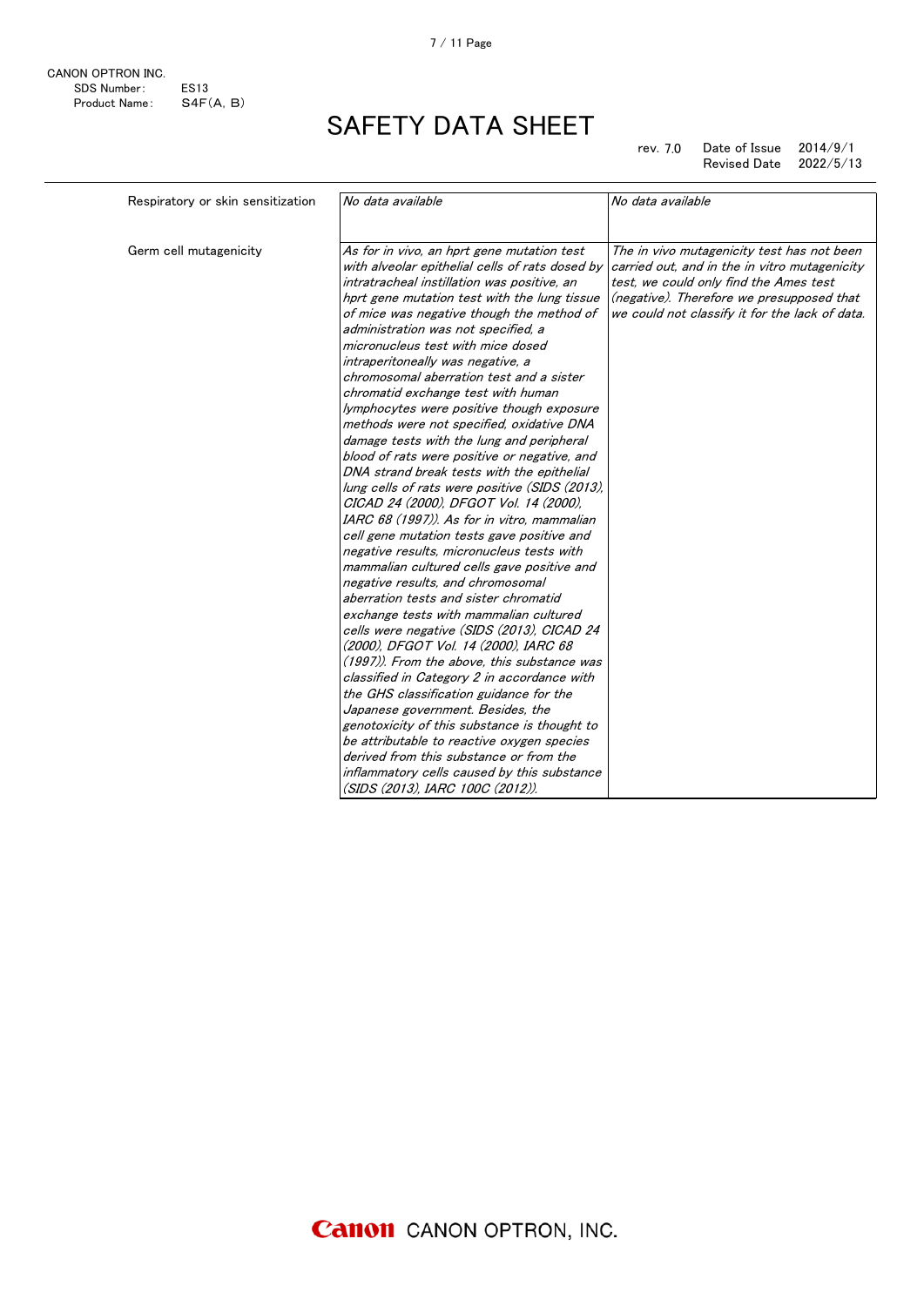CANON OPTRON INC.
SDS Number: ES13
Product Name: S4F(A, B)

# SAFETY DATA SHEET

rev. 7.0 Date of Issue 2014/9/1
Revised Date 2022/5/13

| | | |
|---|---|---|
| Respiratory or skin sensitization | *No data available* | *No data available* |
| Germ cell mutagenicity | *As for in vivo, an hprt gene mutation test with alveolar epithelial cells of rats dosed by intratracheal instillation was positive, an hprt gene mutation test with the lung tissue of mice was negative though the method of administration was not specified, a micronucleus test with mice dosed intraperitoneally was negative, a chromosomal aberration test and a sister chromatid exchange test with human lymphocytes were positive though exposure methods were not specified, oxidative DNA damage tests with the lung and peripheral blood of rats were positive or negative, and DNA strand break tests with the epithelial lung cells of rats were positive (SIDS (2013), CICAD 24 (2000), DFGOT Vol. 14 (2000), IARC 68 (1997)). As for in vitro, mammalian cell gene mutation tests gave positive and negative results, micronucleus tests with mammalian cultured cells gave positive and negative results, and chromosomal aberration tests and sister chromatid exchange tests with mammalian cultured cells were negative (SIDS (2013), CICAD 24 (2000), DFGOT Vol. 14 (2000), IARC 68 (1997)). From the above, this substance was classified in Category 2 in accordance with the GHS classification guidance for the Japanese government. Besides, the genotoxicity of this substance is thought to be attributable to reactive oxygen species derived from this substance or from the inflammatory cells caused by this substance (SIDS (2013), IARC 100C (2012)).* | *The in vivo mutagenicity test has not been carried out, and in the in vitro mutagenicity test, we could only find the Ames test (negative). Therefore we presupposed that we could not classify it for the lack of data.* |

Canon CANON OPTRON, INC.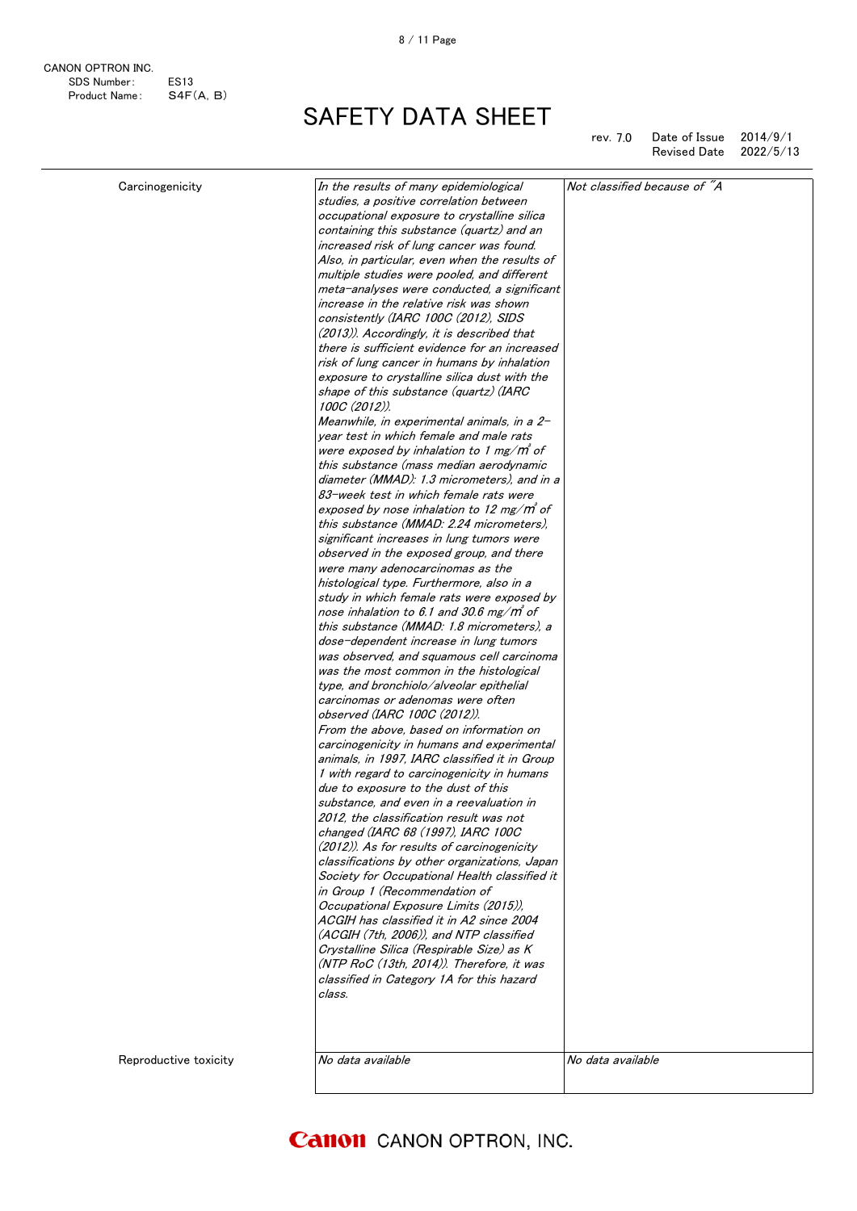CANON OPTRON INC.
SDS Number: ES13
Product Name: S4F(A, B)

# SAFETY DATA SHEET

rev. 7.0 Date of Issue 2014/9/1
Revised Date 2022/5/13

| | | |
|---|---|---|
| Carcinogenicity | *In the results of many epidemiological studies, a positive correlation between occupational exposure to crystalline silica containing this substance (quartz) and an increased risk of lung cancer was found. Also, in particular, even when the results of multiple studies were pooled, and different meta-analyses were conducted, a significant increase in the relative risk was shown consistently (IARC 100C (2012), SIDS (2013)). Accordingly, it is described that there is sufficient evidence for an increased risk of lung cancer in humans by inhalation exposure to crystalline silica dust with the shape of this substance (quartz) (IARC 100C (2012)).* *Meanwhile, in experimental animals, in a 2-year test in which female and male rats were exposed by inhalation to 1 mg/m³ of this substance (mass median aerodynamic diameter (MMAD): 1.3 micrometers), and in a 83-week test in which female rats were exposed by nose inhalation to 12 mg/m³ of this substance (MMAD: 2.24 micrometers), significant increases in lung tumors were observed in the exposed group, and there were many adenocarcinomas as the histological type. Furthermore, also in a study in which female rats were exposed by nose inhalation to 6.1 and 30.6 mg/m³ of this substance (MMAD: 1.8 micrometers), a dose-dependent increase in lung tumors was observed, and squamous cell carcinoma was the most common in the histological type, and bronchiolo/alveolar epithelial carcinomas or adenomas were often observed (IARC 100C (2012)).* *From the above, based on information on carcinogenicity in humans and experimental animals, in 1997, IARC classified it in Group 1 with regard to carcinogenicity in humans due to exposure to the dust of this substance, and even in a reevaluation in 2012, the classification result was not changed (IARC 68 (1997), IARC 100C (2012)). As for results of carcinogenicity classifications by other organizations, Japan Society for Occupational Health classified it in Group 1 (Recommendation of Occupational Exposure Limits (2015)), ACGIH has classified it in A2 since 2004 (ACGIH (7th, 2006)), and NTP classified Crystalline Silica (Respirable Size) as K (NTP RoC (13th, 2014)). Therefore, it was classified in Category 1A for this hazard class.* | *Not classified because of "A* |
| Reproductive toxicity | *No data available* | *No data available* |

Canon CANON OPTRON, INC.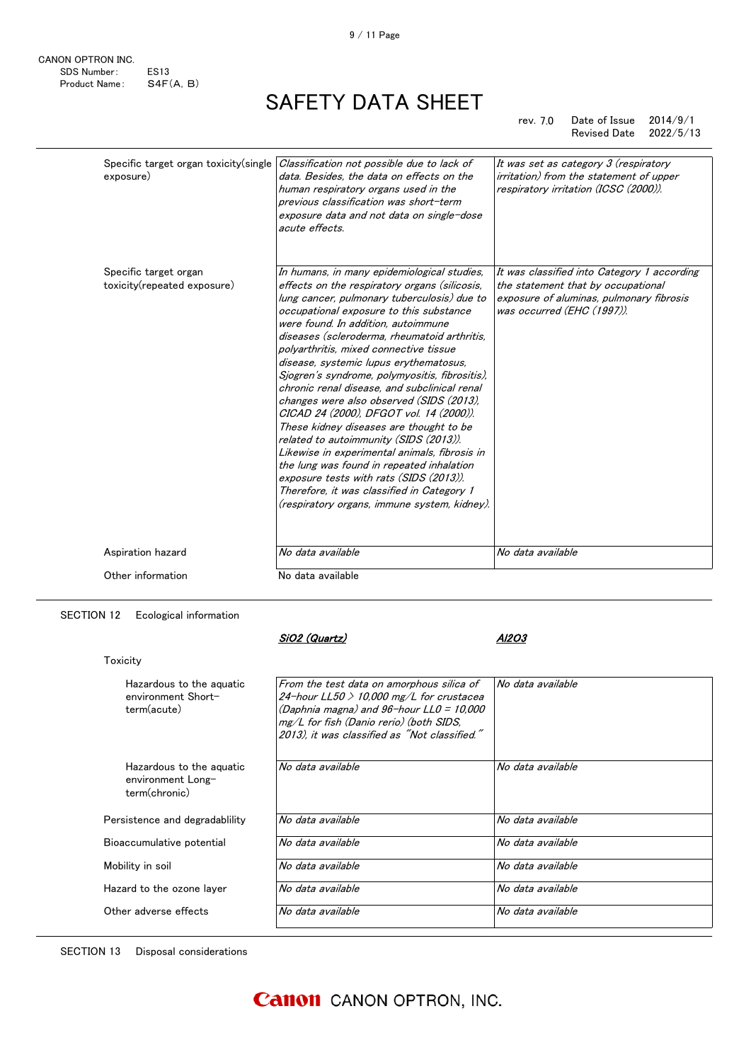CANON OPTRON INC.
SDS Number: ES13
Product Name: S4F(A, B)

# SAFETY DATA SHEET

rev. 7.0 Date of Issue 2014/9/1
Revised Date 2022/5/13

| | | |
|---|---|---|
| Specific target organ toxicity(single exposure) | *Classification not possible due to lack of data. Besides, the data on effects on the human respiratory organs used in the previous classification was short-term exposure data and not data on single-dose acute effects.* | *It was set as category 3 (respiratory irritation) from the statement of upper respiratory irritation (ICSC (2000)).* |
| Specific target organ toxicity(repeated exposure) | *In humans, in many epidemiological studies, effects on the respiratory organs (silicosis, lung cancer, pulmonary tuberculosis) due to occupational exposure to this substance were found. In addition, autoimmune diseases (scleroderma, rheumatoid arthritis, polyarthritis, mixed connective tissue disease, systemic lupus erythematosus, Sjogren's syndrome, polymyositis, fibrositis), chronic renal disease, and subclinical renal changes were also observed (SIDS (2013), CICAD 24 (2000), DFGOT vol. 14 (2000)). These kidney diseases are thought to be related to autoimmunity (SIDS (2013)). Likewise in experimental animals, fibrosis in the lung was found in repeated inhalation exposure tests with rats (SIDS (2013)). Therefore, it was classified in Category 1 (respiratory organs, immune system, kidney).* | *It was classified into Category 1 according the statement that by occupational exposure of aluminas, pulmonary fibrosis was occurred (EHC (1997)).* |
| Aspiration hazard | *No data available* | *No data available* |
| Other information | No data available | |

## SECTION 12 Ecological information

| | ***SiO2 (Quartz)*** | ***Al2O3*** |
|---|---|---|
| Toxicity | | |
| Hazardous to the aquatic environment Short-term(acute) | *From the test data on amorphous silica of 24-hour LL50 > 10,000 mg/L for crustacea (Daphnia magna) and 96-hour LL0 = 10,000 mg/L for fish (Danio rerio) (both SIDS, 2013), it was classified as "Not classified."* | *No data available* |
| Hazardous to the aquatic environment Long-term(chronic) | *No data available* | *No data available* |
| Persistence and degradablility | *No data available* | *No data available* |
| Bioaccumulative potential | *No data available* | *No data available* |
| Mobility in soil | *No data available* | *No data available* |
| Hazard to the ozone layer | *No data available* | *No data available* |
| Other adverse effects | *No data available* | *No data available* |

## SECTION 13 Disposal considerations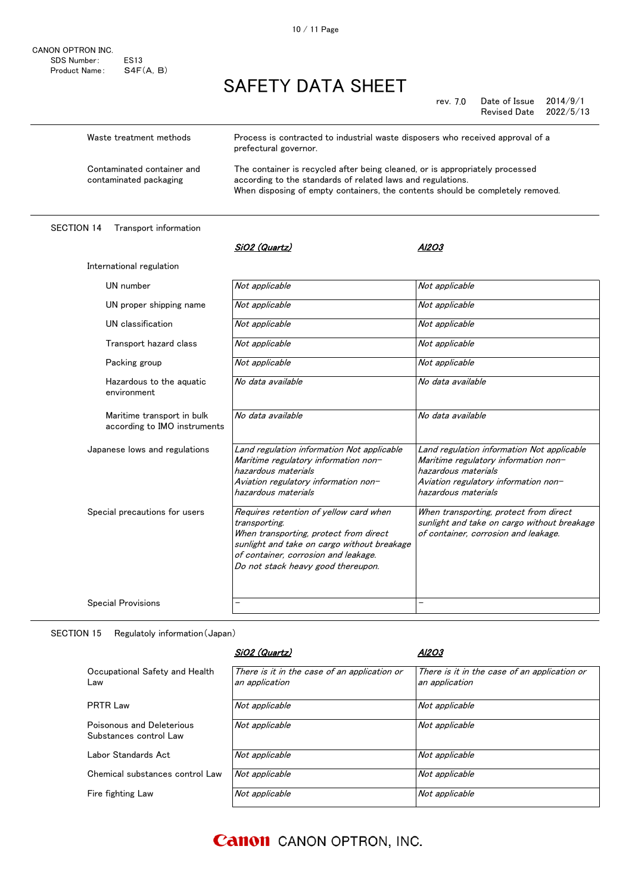| | |
|---|---|
| Waste treatment methods | Process is contracted to industrial waste disposers who received approval of a prefectural governor. |
| Contaminated container and contaminated packaging | The container is recycled after being cleaned, or is appropriately processed according to the standards of related laws and regulations. When disposing of empty containers, the contents should be completely removed. |

## SECTION 14 Transport information

| | *SiO2 (Quartz)* | *Al2O3* |
|---|---|---|
| International regulation | | |
| UN number | *Not applicable* | *Not applicable* |
| UN proper shipping name | *Not applicable* | *Not applicable* |
| UN classification | *Not applicable* | *Not applicable* |
| Transport hazard class | *Not applicable* | *Not applicable* |
| Packing group | *Not applicable* | *Not applicable* |
| Hazardous to the aquatic environment | *No data available* | *No data available* |
| Maritime transport in bulk according to IMO instruments | *No data available* | *No data available* |
| Japanese lows and regulations | *Land regulation information Not applicable*<br>*Maritime regulatory information non-hazardous materials*<br>*Aviation regulatory information non-hazardous materials* | *Land regulation information Not applicable*<br>*Maritime regulatory information non-hazardous materials*<br>*Aviation regulatory information non-hazardous materials* |
| Special precautions for users | *Requires retention of yellow card when transporting.*<br>*When transporting, protect from direct sunlight and take on cargo without breakage of container, corrosion and leakage.*<br>*Do not stack heavy good thereupon.* | *When transporting, protect from direct sunlight and take on cargo without breakage of container, corrosion and leakage.* |
| Special Provisions | - | - |

## SECTION 15 Regulatoly information (Japan)

| | *SiO2 (Quartz)* | *Al2O3* |
|---|---|---|
| Occupational Safety and Health Law | *There is it in the case of an application or an application* | *There is it in the case of an application or an application* |
| PRTR Law | *Not applicable* | *Not applicable* |
| Poisonous and Deleterious Substances control Law | *Not applicable* | *Not applicable* |
| Labor Standards Act | *Not applicable* | *Not applicable* |
| Chemical substances control Law | *Not applicable* | *Not applicable* |
| Fire fighting Law | *Not applicable* | *Not applicable* |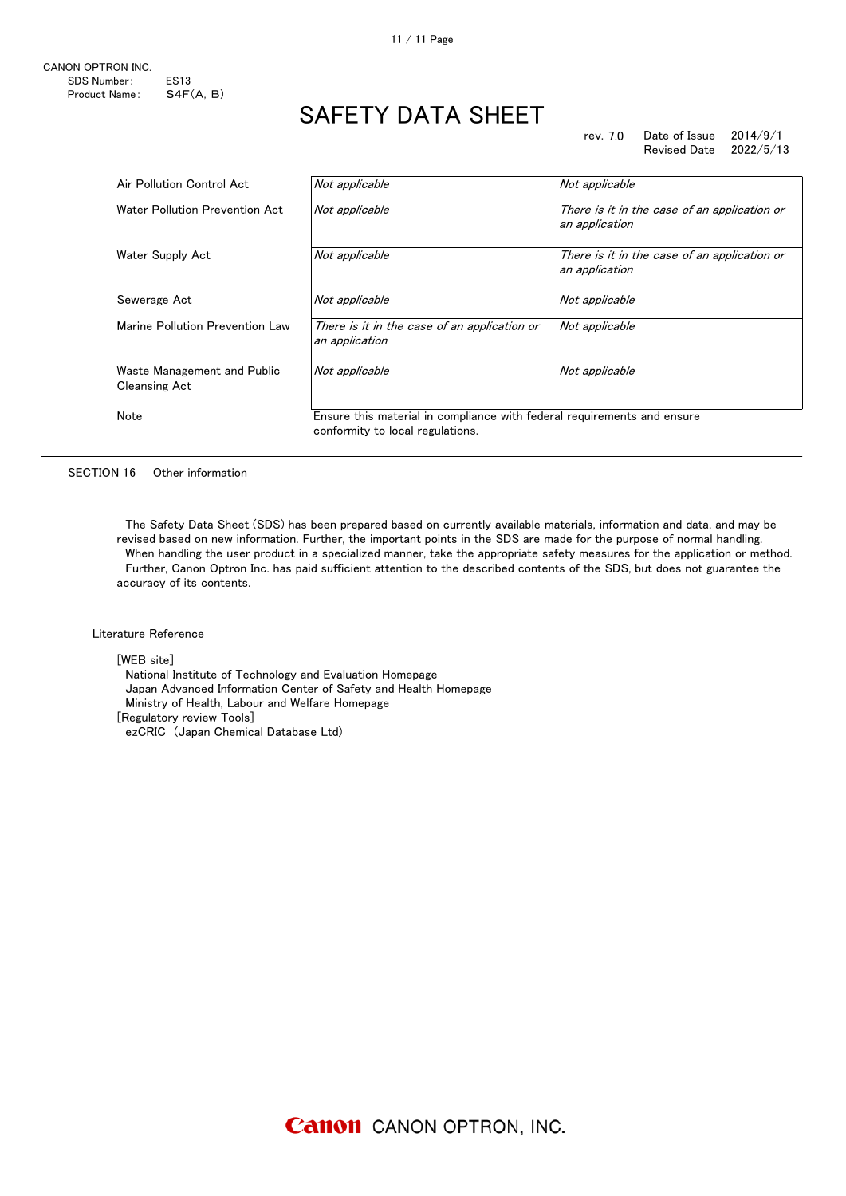| | | |
|---|---|---|
| Air Pollution Control Act | *Not applicable* | *Not applicable* |
| Water Pollution Prevention Act | *Not applicable* | *There is it in the case of an application or an application* |
| Water Supply Act | *Not applicable* | *There is it in the case of an application or an application* |
| Sewerage Act | *Not applicable* | *Not applicable* |
| Marine Pollution Prevention Law | *There is it in the case of an application or an application* | *Not applicable* |
| Waste Management and Public Cleansing Act | *Not applicable* | *Not applicable* |
| Note | Ensure this material in compliance with federal requirements and ensure conformity to local regulations. | |

SECTION 16　Other information

The Safety Data Sheet (SDS) has been prepared based on currently available materials, information and data, and may be revised based on new information. Further, the important points in the SDS are made for the purpose of normal handling.
When handling the user product in a specialized manner, take the appropriate safety measures for the application or method.
Further, Canon Optron Inc. has paid sufficient attention to the described contents of the SDS, but does not guarantee the accuracy of its contents.

Literature Reference

[WEB site]
National Institute of Technology and Evaluation Homepage
Japan Advanced Information Center of Safety and Health Homepage
Ministry of Health, Labour and Welfare Homepage
[Regulatory review Tools]
ezCRIC（Japan Chemical Database Ltd）